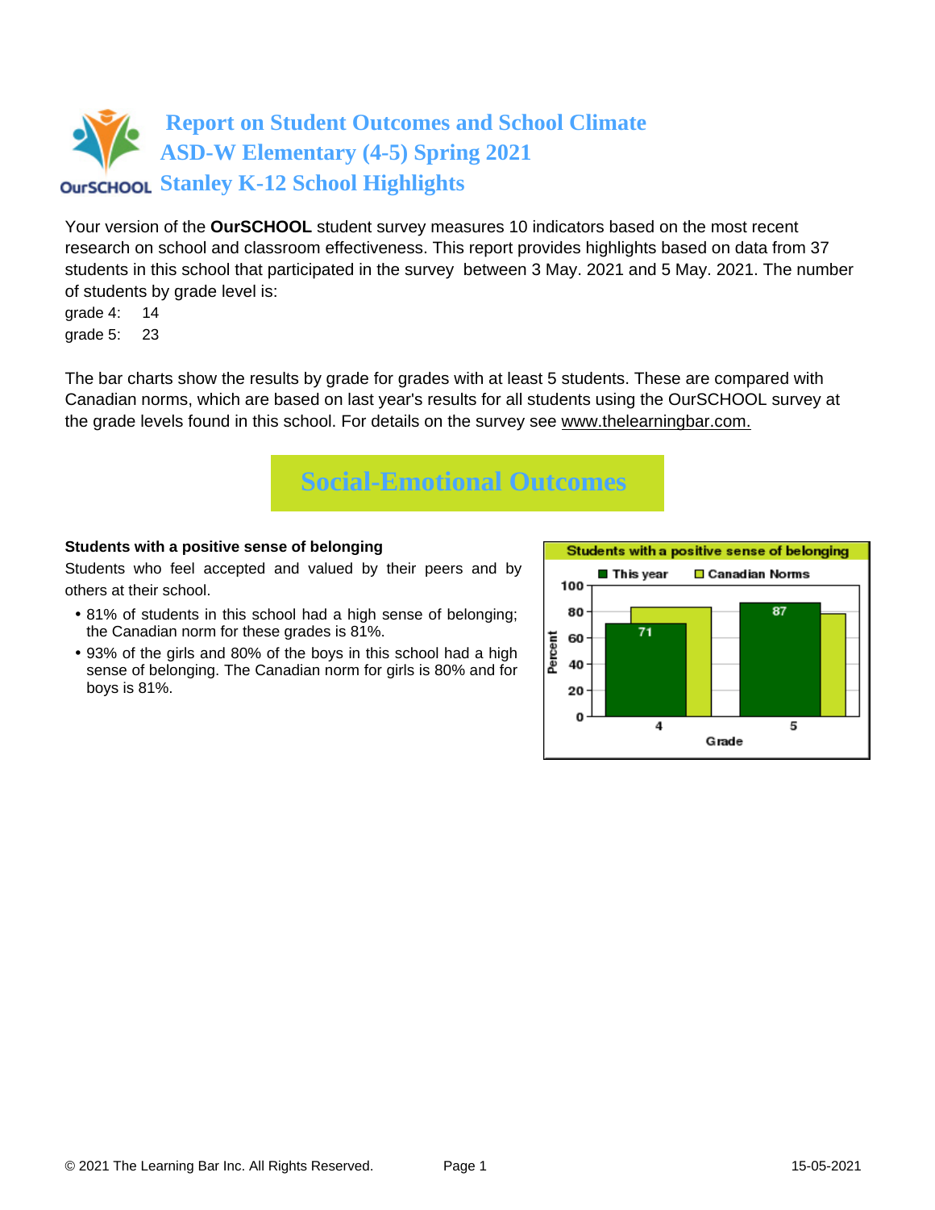# Report on Student Outcomes and School Climate
## ASD-W Elementary (4-5) Spring 2021
## Stanley K-12 School Highlights

Your version of the **OurSCHOOL** student survey measures 10 indicators based on the most recent research on school and classroom effectiveness. This report provides highlights based on data from 37 students in this school that participated in the survey between 3 May. 2021 and 5 May. 2021. The number of students by grade level is:

grade 4: 14
grade 5: 23

The bar charts show the results by grade for grades with at least 5 students. These are compared with Canadian norms, which are based on last year's results for all students using the OurSCHOOL survey at the grade levels found in this school. For details on the survey see www.thelearningbar.com.

## Social-Emotional Outcomes

**Students with a positive sense of belonging**

Students who feel accepted and valued by their peers and by others at their school.

- 81% of students in this school had a high sense of belonging; the Canadian norm for these grades is 81%.
- 93% of the girls and 80% of the boys in this school had a high sense of belonging. The Canadian norm for girls is 80% and for boys is 81%.

Students with a positive sense of belonging

| Grade | This year | Canadian Norms |
|---|---|---|
| 4 | 71 | |
| 5 | 87 | |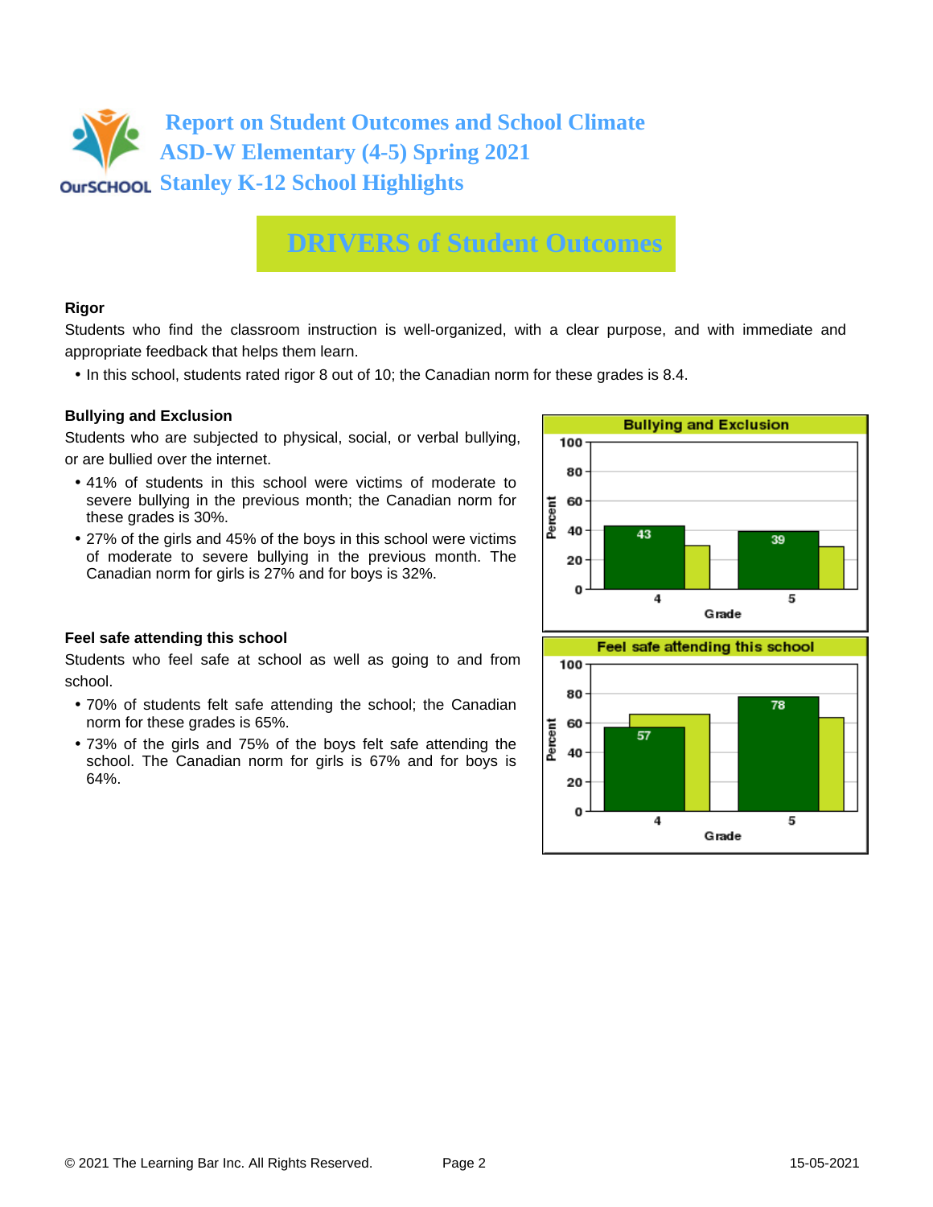# Report on Student Outcomes and School Climate
## ASD-W Elementary (4-5) Spring 2021
## Stanley K-12 School Highlights

## DRIVERS of Student Outcomes

**Rigor**

Students who find the classroom instruction is well-organized, with a clear purpose, and with immediate and appropriate feedback that helps them learn.

- In this school, students rated rigor 8 out of 10; the Canadian norm for these grades is 8.4.

**Bullying and Exclusion**

Students who are subjected to physical, social, or verbal bullying, or are bullied over the internet.

- 41% of students in this school were victims of moderate to severe bullying in the previous month; the Canadian norm for these grades is 30%.
- 27% of the girls and 45% of the boys in this school were victims of moderate to severe bullying in the previous month. The Canadian norm for girls is 27% and for boys is 32%.

**Bullying and Exclusion**

| Grade | School (Percent) |
|---|---|
| 4 | 43 |
| 5 | 39 |

**Feel safe attending this school**

Students who feel safe at school as well as going to and from school.

- 70% of students felt safe attending the school; the Canadian norm for these grades is 65%.
- 73% of the girls and 75% of the boys felt safe attending the school. The Canadian norm for girls is 67% and for boys is 64%.

**Feel safe attending this school**

| Grade | School (Percent) |
|---|---|
| 4 | 57 |
| 5 | 78 |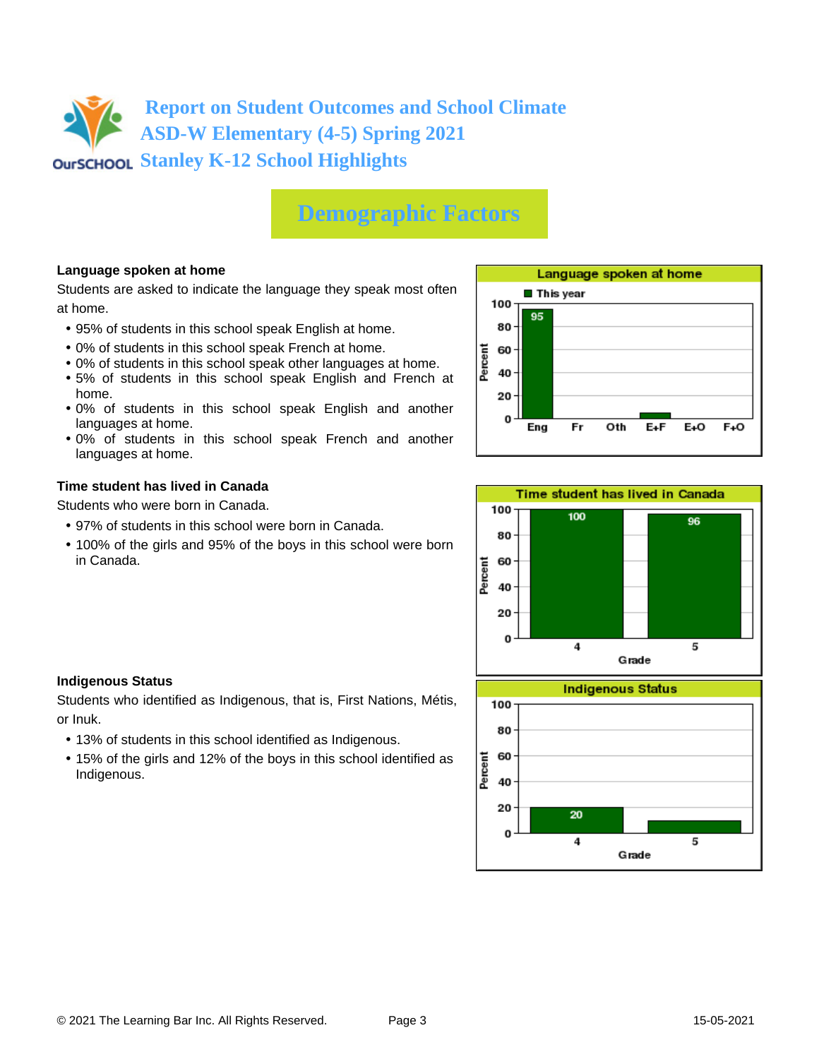# Report on Student Outcomes and School Climate
## ASD-W Elementary (4-5) Spring 2021
## Stanley K-12 School Highlights

# Demographic Factors

### Language spoken at home

Students are asked to indicate the language they speak most often at home.

- 95% of students in this school speak English at home.
- 0% of students in this school speak French at home.
- 0% of students in this school speak other languages at home.
- 5% of students in this school speak English and French at home.
- 0% of students in this school speak English and another languages at home.
- 0% of students in this school speak French and another languages at home.

**Language spoken at home**

| | Eng | Fr | Oth | E+F | E+O | F+O |
|---|---|---|---|---|---|---|
| This year (Percent) | 95 | | | | | |

### Time student has lived in Canada

Students who were born in Canada.

- 97% of students in this school were born in Canada.
- 100% of the girls and 95% of the boys in this school were born in Canada.

**Time student has lived in Canada**

| Grade | 4 | 5 |
|---|---|---|
| Percent | 100 | 96 |

### Indigenous Status

Students who identified as Indigenous, that is, First Nations, Métis, or Inuk.

- 13% of students in this school identified as Indigenous.
- 15% of the girls and 12% of the boys in this school identified as Indigenous.

**Indigenous Status**

| Grade | 4 | 5 |
|---|---|---|
| Percent | 20 | |

© 2021 The Learning Bar Inc. All Rights Reserved. 15-05-2021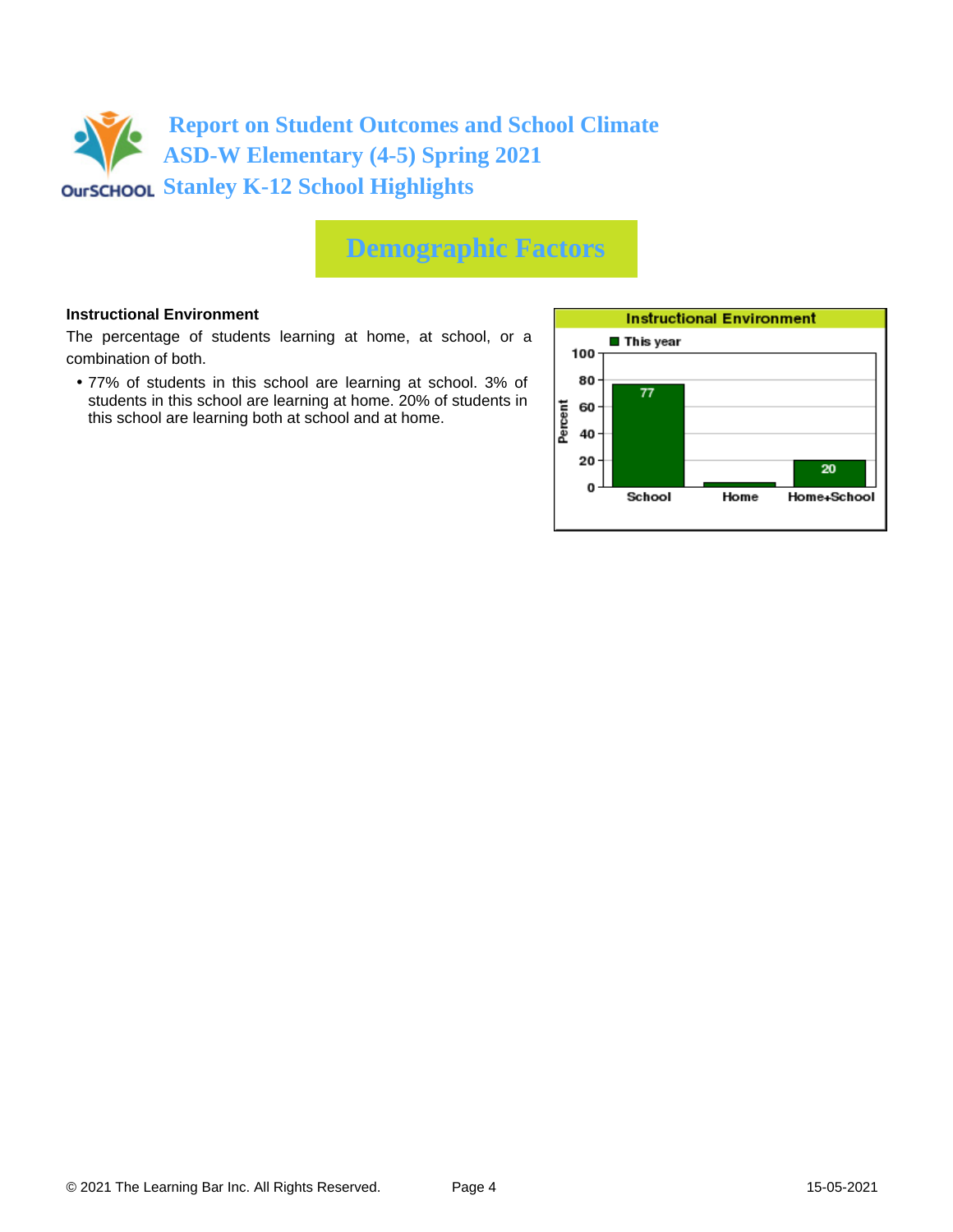# Report on Student Outcomes and School Climate
# ASD-W Elementary (4-5) Spring 2021
# Stanley K-12 School Highlights

## Demographic Factors

**Instructional Environment**

The percentage of students learning at home, at school, or a combination of both.

- 77% of students in this school are learning at school. 3% of students in this school are learning at home. 20% of students in this school are learning both at school and at home.

**Instructional Environment**

| | School | Home | Home+School |
|---|---|---|---|
| This year (Percent) | 77 | | 20 |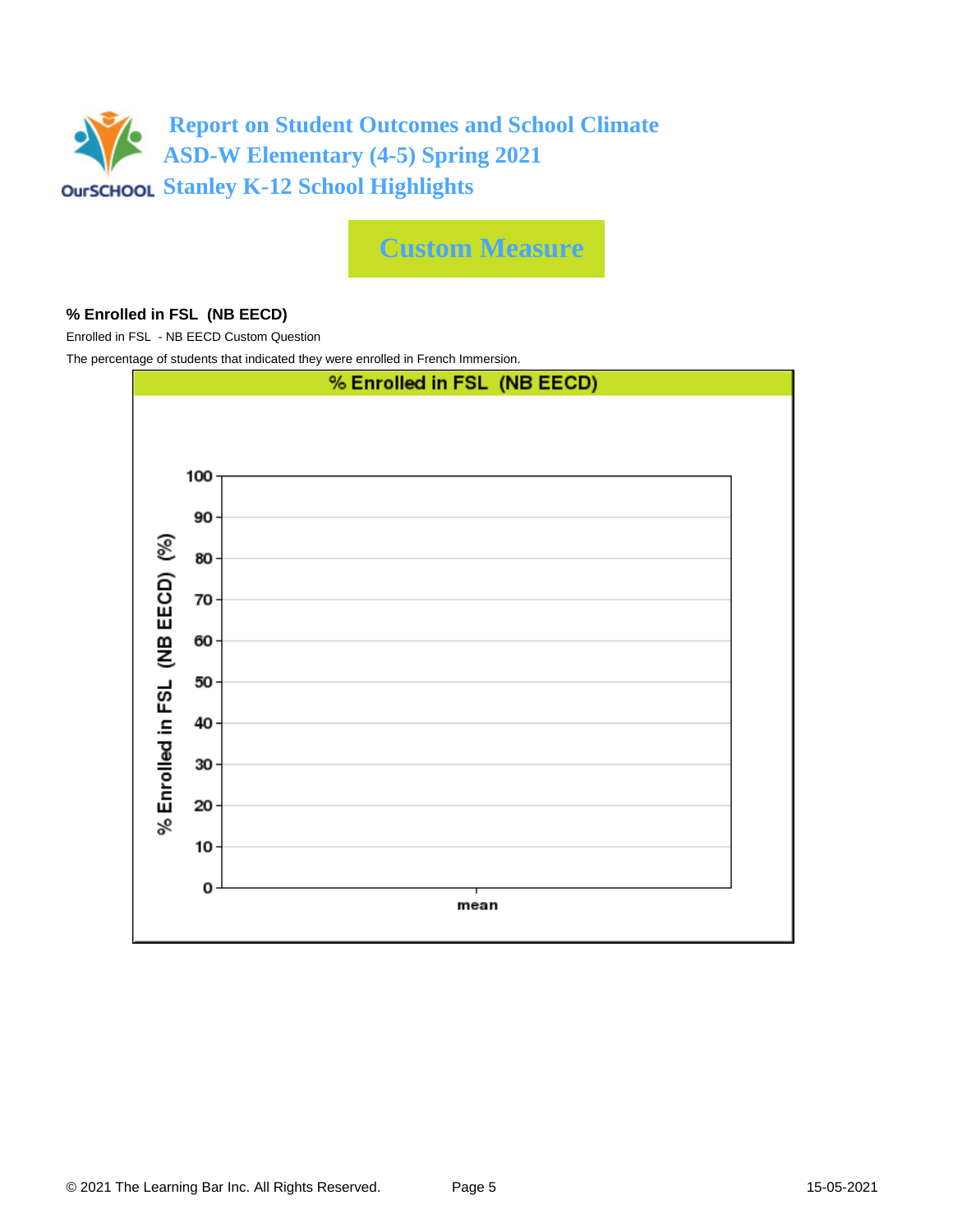# Report on Student Outcomes and School Climate
## ASD-W Elementary (4-5) Spring 2021
## Stanley K-12 School Highlights

## Custom Measure

**% Enrolled in FSL (NB EECD)**

Enrolled in FSL - NB EECD Custom Question

The percentage of students that indicated they were enrolled in French Immersion.

% Enrolled in FSL (NB EECD)

% Enrolled in FSL (NB EECD) (%)

100
90
80
70
60
50
40
30
20
10
0

mean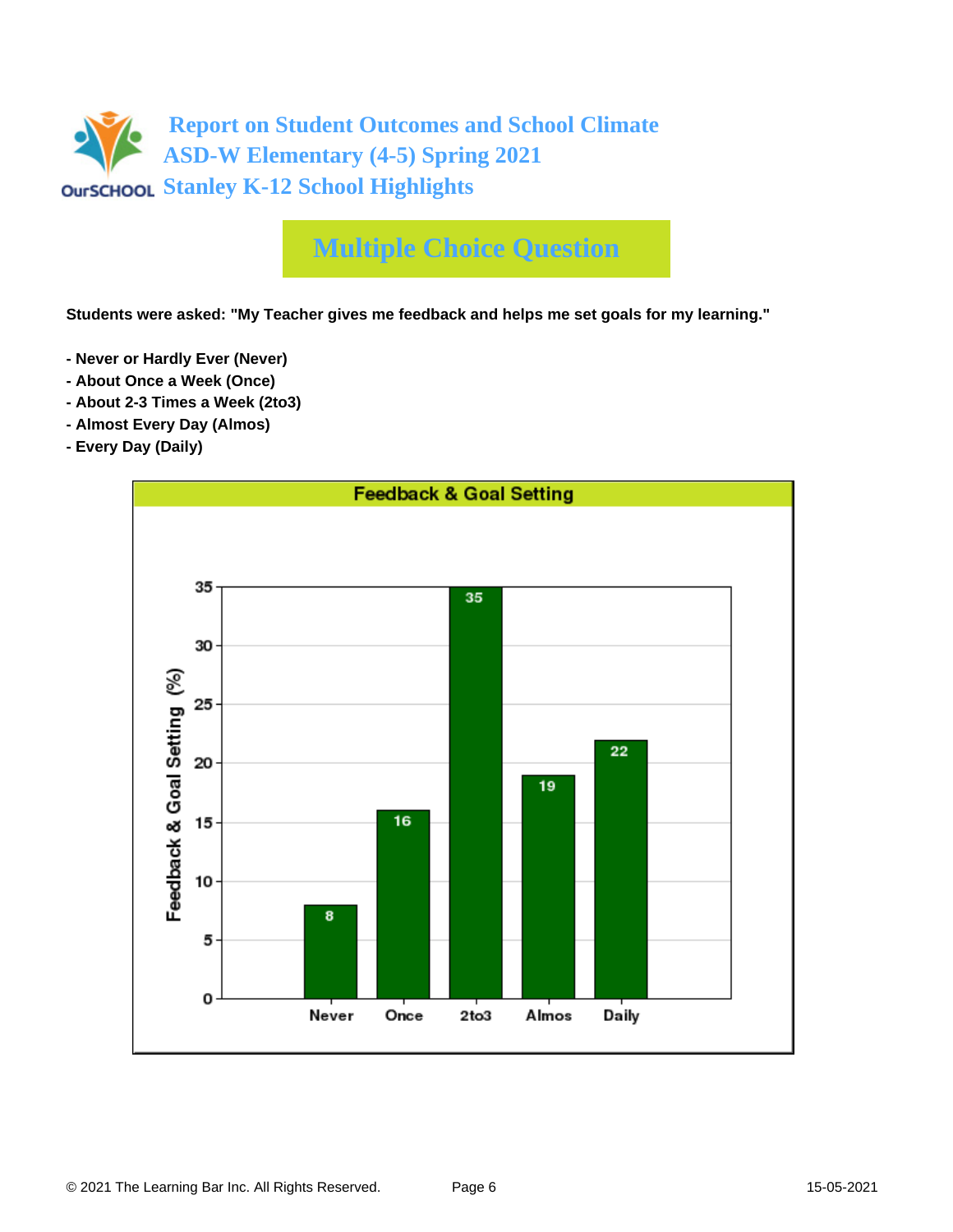# Report on Student Outcomes and School Climate
## ASD-W Elementary (4-5) Spring 2021
## Stanley K-12 School Highlights

## Multiple Choice Question

**Students were asked: "My Teacher gives me feedback and helps me set goals for my learning."**

- **Never or Hardly Ever (Never)**
- **About Once a Week (Once)**
- **About 2-3 Times a Week (2to3)**
- **Almost Every Day (Almos)**
- **Every Day (Daily)**

**Feedback & Goal Setting**

| Response | Feedback & Goal Setting (%) |
| --- | --- |
| Never | 8 |
| Once | 16 |
| 2to3 | 35 |
| Almos | 19 |
| Daily | 22 |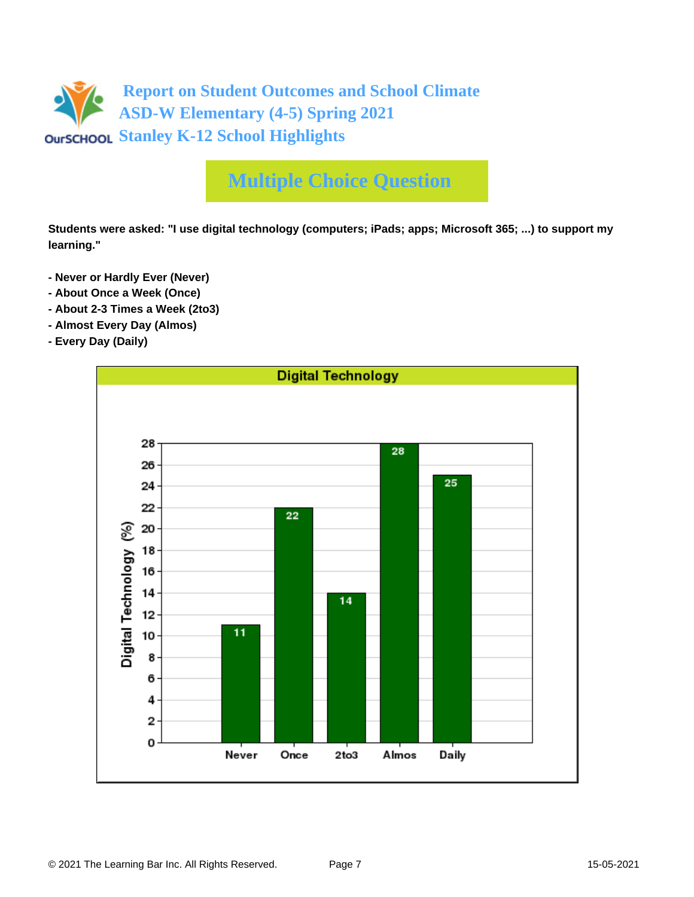# Report on Student Outcomes and School Climate
## ASD-W Elementary (4-5) Spring 2021
## Stanley K-12 School Highlights

## Multiple Choice Question

**Students were asked: "I use digital technology (computers; iPads; apps; Microsoft 365; ...) to support my learning."**

**- Never or Hardly Ever (Never)**
**- About Once a Week (Once)**
**- About 2-3 Times a Week (2to3)**
**- Almost Every Day (Almos)**
**- Every Day (Daily)**

Digital Technology

Digital Technology (%)

0
2
4
6
8
10
12
14
16
18
20
22
24
26
28

11
22
14
28
25

Never
Once
2to3
Almos
Daily